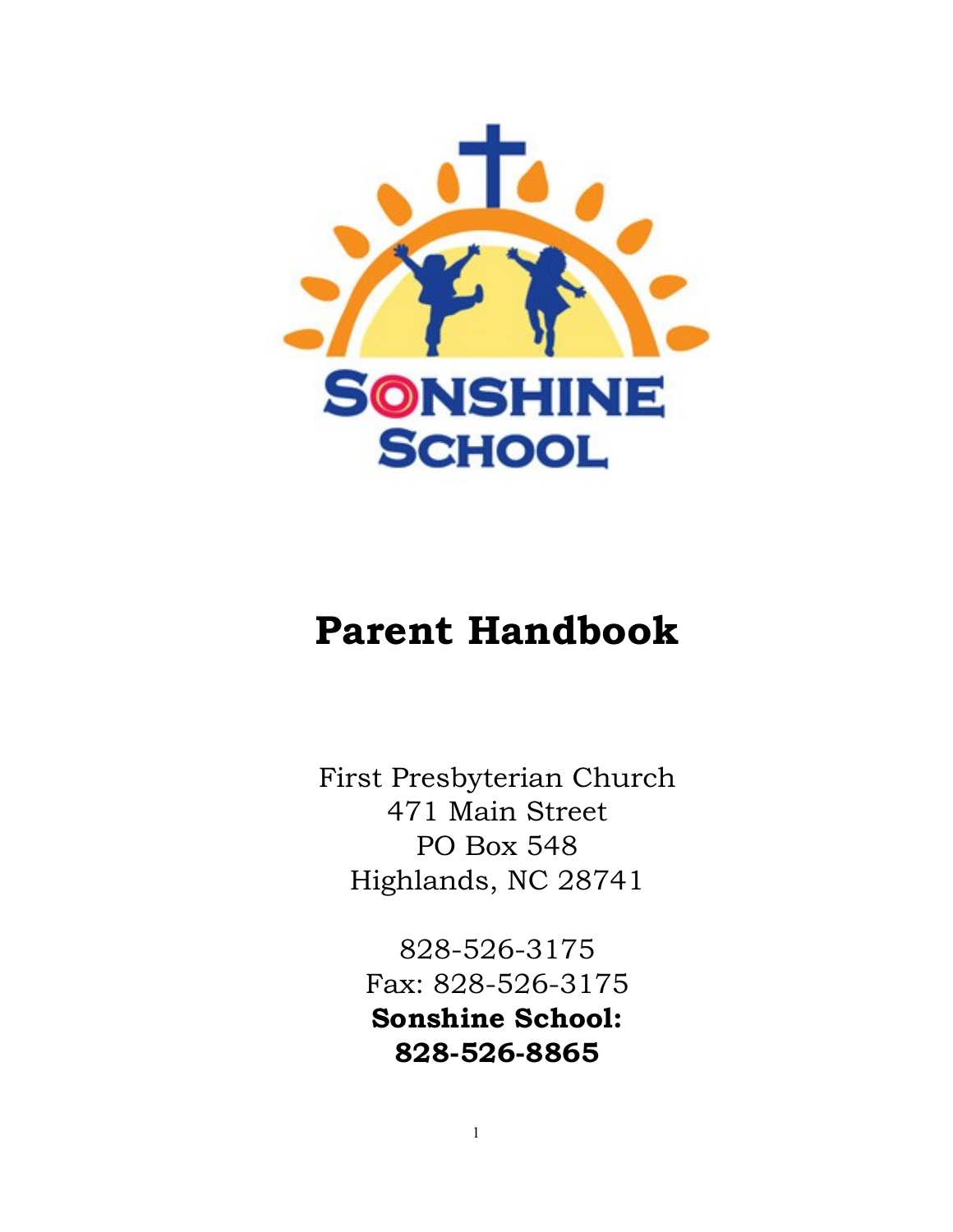SONSHINE SCHOOL

# Parent Handbook

First Presbyterian Church
471 Main Street
PO Box 548
Highlands, NC 28741

828-526-3175
Fax: 828-526-3175
**Sonshine School:**
**828-526-8865**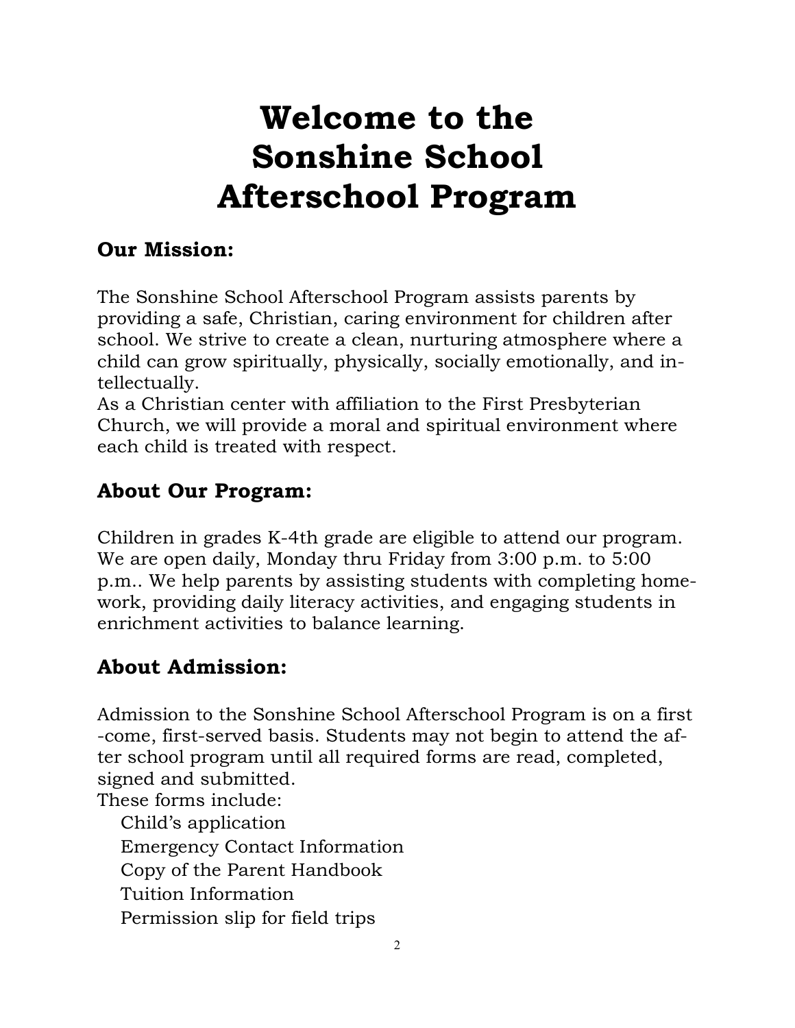# Welcome to the Sonshine School Afterschool Program

## Our Mission:

The Sonshine School Afterschool Program assists parents by providing a safe, Christian, caring environment for children after school. We strive to create a clean, nurturing atmosphere where a child can grow spiritually, physically, socially emotionally, and intellectually.

As a Christian center with affiliation to the First Presbyterian Church, we will provide a moral and spiritual environment where each child is treated with respect.

## About Our Program:

Children in grades K-4th grade are eligible to attend our program. We are open daily, Monday thru Friday from 3:00 p.m. to 5:00 p.m.. We help parents by assisting students with completing homework, providing daily literacy activities, and engaging students in enrichment activities to balance learning.

## About Admission:

Admission to the Sonshine School Afterschool Program is on a first-come, first-served basis. Students may not begin to attend the after school program until all required forms are read, completed, signed and submitted.

These forms include:

- Child's application
- Emergency Contact Information
- Copy of the Parent Handbook
- Tuition Information
- Permission slip for field trips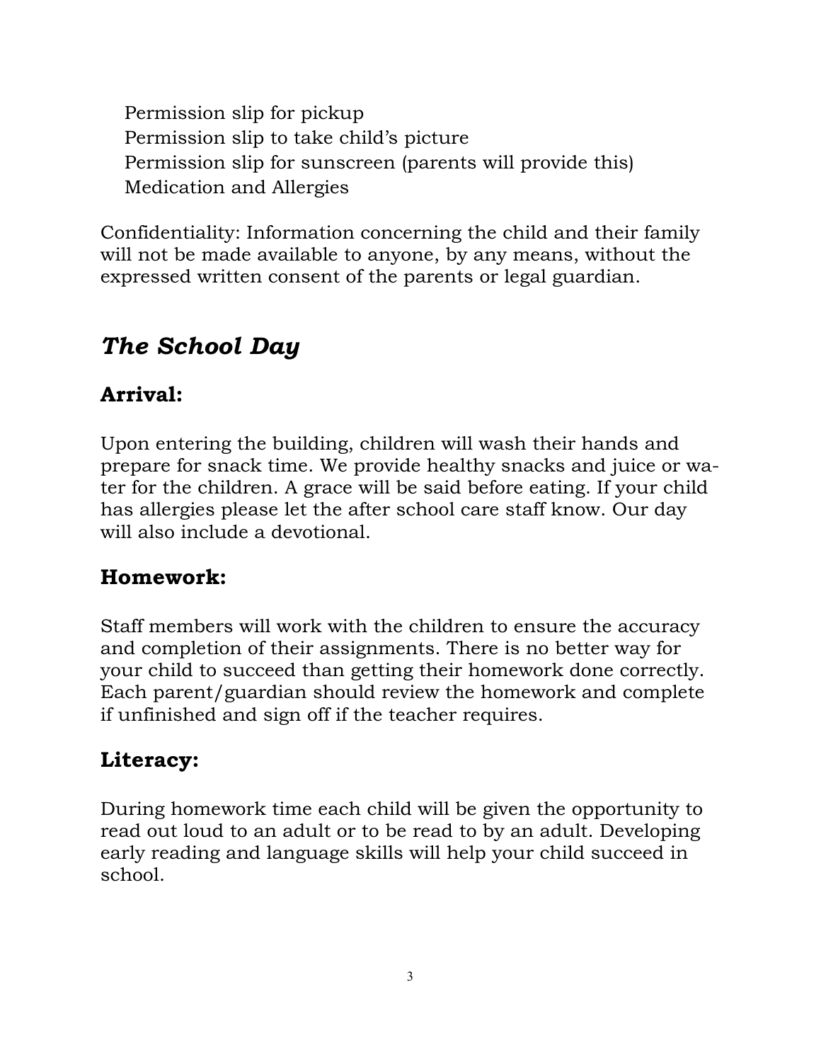Permission slip for pickup
Permission slip to take child's picture
Permission slip for sunscreen (parents will provide this)
Medication and Allergies

Confidentiality: Information concerning the child and their family will not be made available to anyone, by any means, without the expressed written consent of the parents or legal guardian.

## *The School Day*

### Arrival:

Upon entering the building, children will wash their hands and prepare for snack time. We provide healthy snacks and juice or water for the children. A grace will be said before eating. If your child has allergies please let the after school care staff know. Our day will also include a devotional.

### Homework:

Staff members will work with the children to ensure the accuracy and completion of their assignments. There is no better way for your child to succeed than getting their homework done correctly. Each parent/guardian should review the homework and complete if unfinished and sign off if the teacher requires.

### Literacy:

During homework time each child will be given the opportunity to read out loud to an adult or to be read to by an adult. Developing early reading and language skills will help your child succeed in school.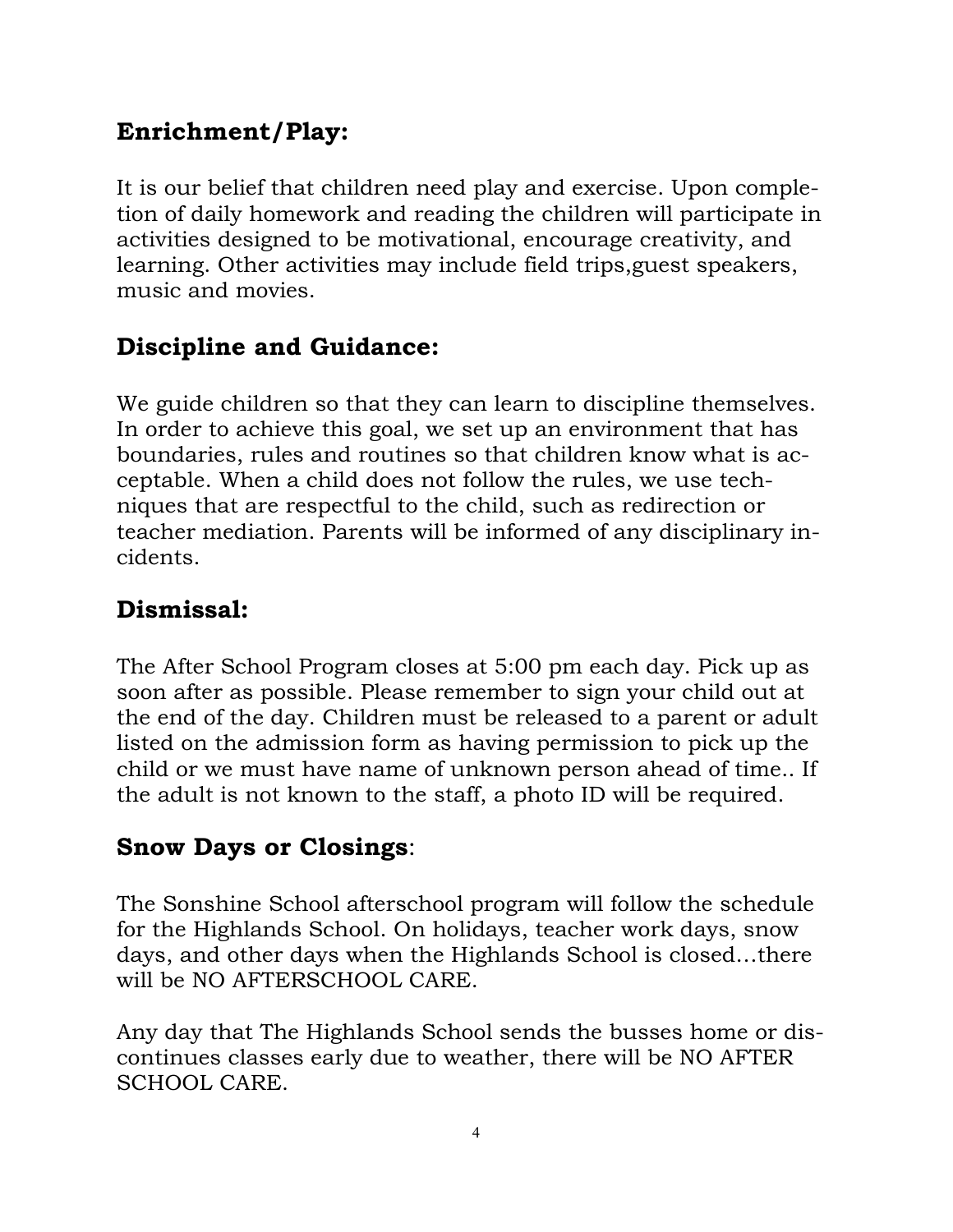## Enrichment/Play:

It is our belief that children need play and exercise. Upon completion of daily homework and reading the children will participate in activities designed to be motivational, encourage creativity, and learning. Other activities may include field trips,guest speakers, music and movies.

## Discipline and Guidance:

We guide children so that they can learn to discipline themselves. In order to achieve this goal, we set up an environment that has boundaries, rules and routines so that children know what is acceptable. When a child does not follow the rules, we use techniques that are respectful to the child, such as redirection or teacher mediation. Parents will be informed of any disciplinary incidents.

## Dismissal:

The After School Program closes at 5:00 pm each day. Pick up as soon after as possible. Please remember to sign your child out at the end of the day. Children must be released to a parent or adult listed on the admission form as having permission to pick up the child or we must have name of unknown person ahead of time.. If the adult is not known to the staff, a photo ID will be required.

## **Snow Days or Closings**:

The Sonshine School afterschool program will follow the schedule for the Highlands School. On holidays, teacher work days, snow days, and other days when the Highlands School is closed…there will be NO AFTERSCHOOL CARE.

Any day that The Highlands School sends the busses home or discontinues classes early due to weather, there will be NO AFTER SCHOOL CARE.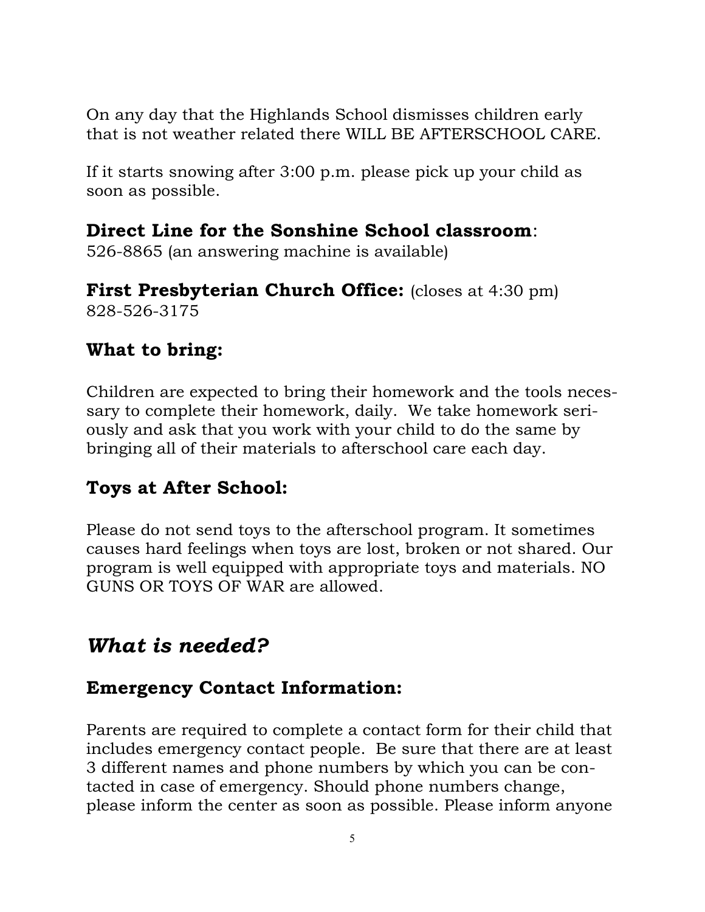On any day that the Highlands School dismisses children early that is not weather related there WILL BE AFTERSCHOOL CARE.

If it starts snowing after 3:00 p.m. please pick up your child as soon as possible.

### **Direct Line for the Sonshine School classroom**:

526-8865 (an answering machine is available)

### **First Presbyterian Church Office:** (closes at 4:30 pm)

828-526-3175

### What to bring:

Children are expected to bring their homework and the tools necessary to complete their homework, daily. We take homework seriously and ask that you work with your child to do the same by bringing all of their materials to afterschool care each day.

### Toys at After School:

Please do not send toys to the afterschool program. It sometimes causes hard feelings when toys are lost, broken or not shared. Our program is well equipped with appropriate toys and materials. NO GUNS OR TOYS OF WAR are allowed.

## *What is needed?*

### Emergency Contact Information:

Parents are required to complete a contact form for their child that includes emergency contact people. Be sure that there are at least 3 different names and phone numbers by which you can be contacted in case of emergency. Should phone numbers change, please inform the center as soon as possible. Please inform anyone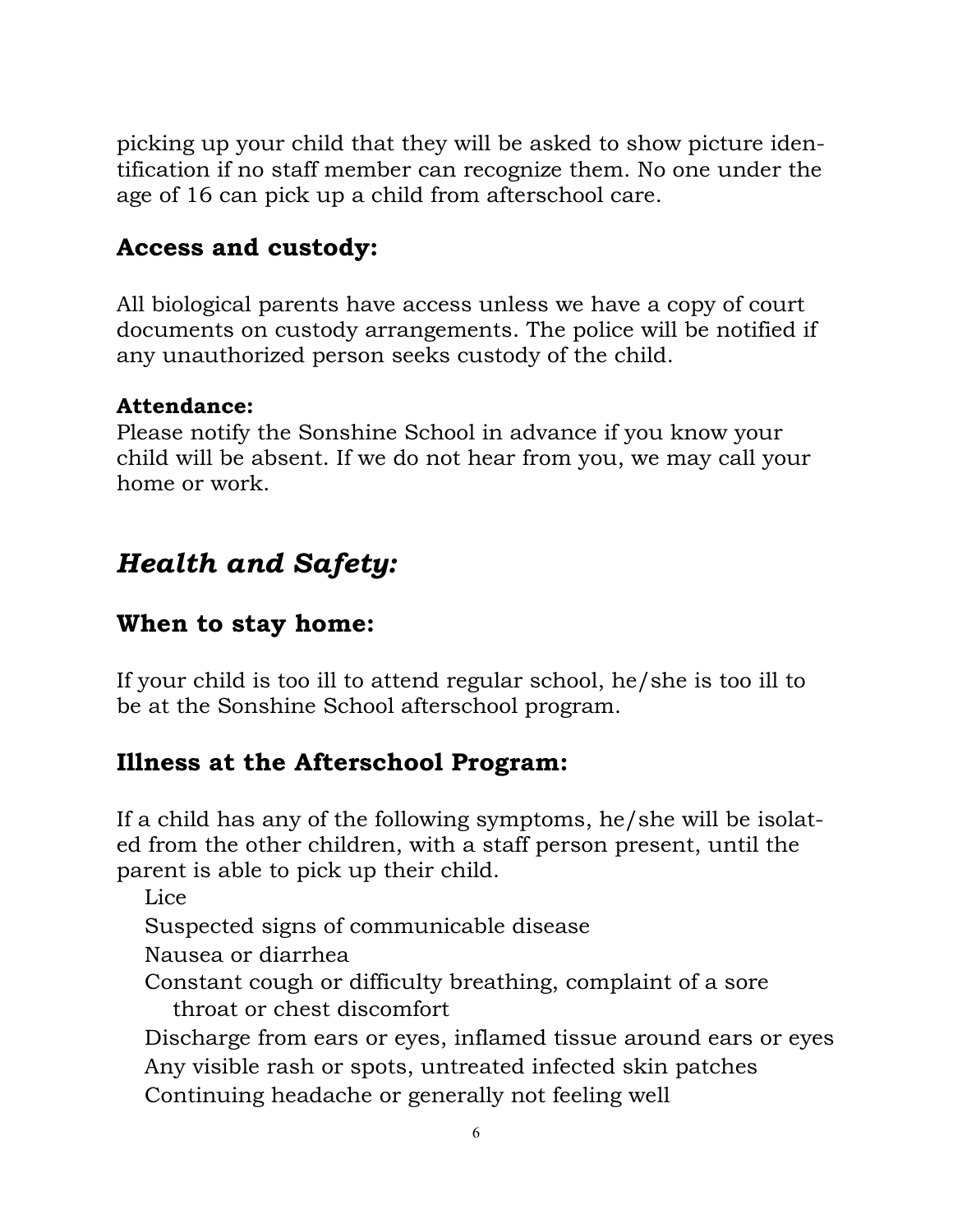picking up your child that they will be asked to show picture identification if no staff member can recognize them. No one under the age of 16 can pick up a child from afterschool care.

## Access and custody:

All biological parents have access unless we have a copy of court documents on custody arrangements. The police will be notified if any unauthorized person seeks custody of the child.

**Attendance:**
Please notify the Sonshine School in advance if you know your child will be absent. If we do not hear from you, we may call your home or work.

# *Health and Safety:*

## When to stay home:

If your child is too ill to attend regular school, he/she is too ill to be at the Sonshine School afterschool program.

## Illness at the Afterschool Program:

If a child has any of the following symptoms, he/she will be isolated from the other children, with a staff person present, until the parent is able to pick up their child.

- Lice
- Suspected signs of communicable disease
- Nausea or diarrhea
- Constant cough or difficulty breathing, complaint of a sore throat or chest discomfort
- Discharge from ears or eyes, inflamed tissue around ears or eyes
- Any visible rash or spots, untreated infected skin patches
- Continuing headache or generally not feeling well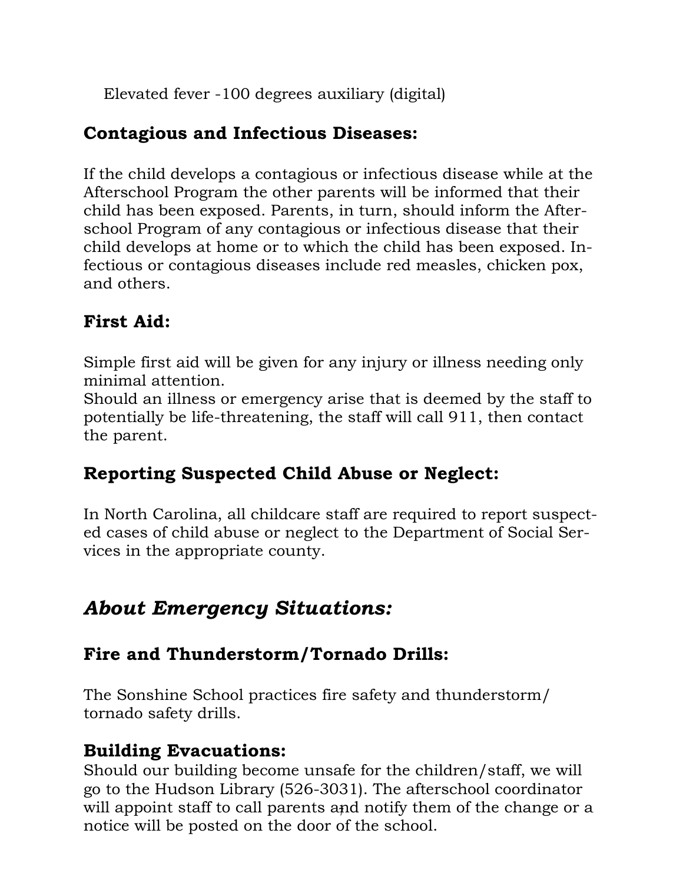Elevated fever -100 degrees auxiliary (digital)

### Contagious and Infectious Diseases:

If the child develops a contagious or infectious disease while at the Afterschool Program the other parents will be informed that their child has been exposed. Parents, in turn, should inform the Afterschool Program of any contagious or infectious disease that their child develops at home or to which the child has been exposed. Infectious or contagious diseases include red measles, chicken pox, and others.

### First Aid:

Simple first aid will be given for any injury or illness needing only minimal attention.
Should an illness or emergency arise that is deemed by the staff to potentially be life-threatening, the staff will call 911, then contact the parent.

### Reporting Suspected Child Abuse or Neglect:

In North Carolina, all childcare staff are required to report suspected cases of child abuse or neglect to the Department of Social Services in the appropriate county.

## *About Emergency Situations:*

### Fire and Thunderstorm/Tornado Drills:

The Sonshine School practices fire safety and thunderstorm/tornado safety drills.

### Building Evacuations:

Should our building become unsafe for the children/staff, we will go to the Hudson Library (526-3031). The afterschool coordinator will appoint staff to call parents and notify them of the change or a notice will be posted on the door of the school.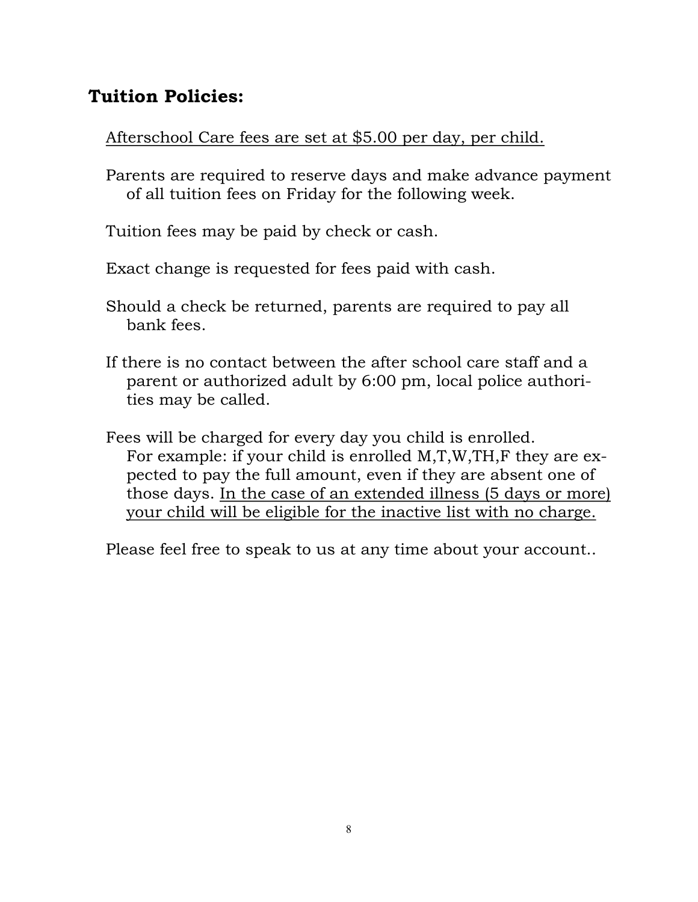## **Tuition Policies:**

<u>Afterschool Care fees are set at $5.00 per day, per child.</u>

Parents are required to reserve days and make advance payment of all tuition fees on Friday for the following week.

Tuition fees may be paid by check or cash.

Exact change is requested for fees paid with cash.

Should a check be returned, parents are required to pay all bank fees.

If there is no contact between the after school care staff and a parent or authorized adult by 6:00 pm, local police authorities may be called.

Fees will be charged for every day you child is enrolled. For example: if your child is enrolled M,T,W,TH,F they are expected to pay the full amount, even if they are absent one of those days. <u>In the case of an extended illness (5 days or more) your child will be eligible for the inactive list with no charge.</u>

Please feel free to speak to us at any time about your account..